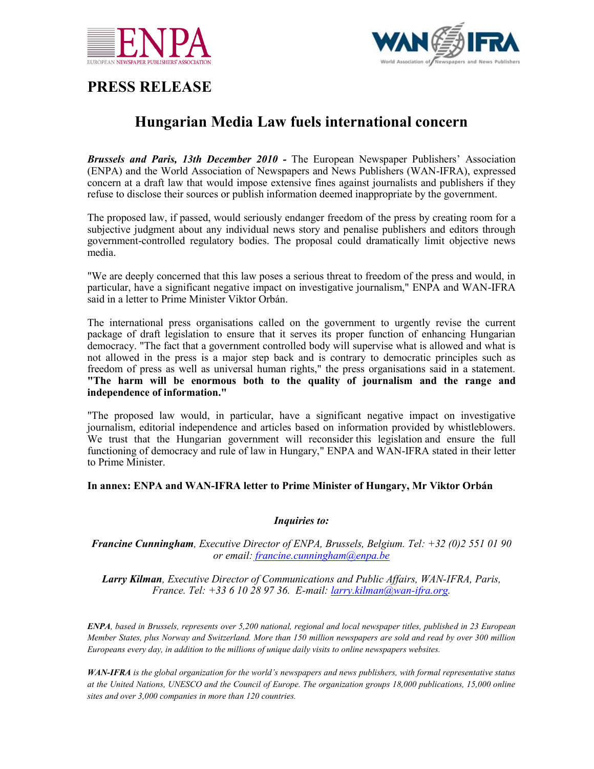ENPA
EUROPEAN NEWSPAPER PUBLISHERS' ASSOCIATION

WAN-IFRA
World Association of Newspapers and News Publishers

# PRESS RELEASE

## Hungarian Media Law fuels international concern

***Brussels and Paris, 13th December 2010 -*** The European Newspaper Publishers' Association (ENPA) and the World Association of Newspapers and News Publishers (WAN-IFRA), expressed concern at a draft law that would impose extensive fines against journalists and publishers if they refuse to disclose their sources or publish information deemed inappropriate by the government.

The proposed law, if passed, would seriously endanger freedom of the press by creating room for a subjective judgment about any individual news story and penalise publishers and editors through government-controlled regulatory bodies. The proposal could dramatically limit objective news media.

"We are deeply concerned that this law poses a serious threat to freedom of the press and would, in particular, have a significant negative impact on investigative journalism," ENPA and WAN-IFRA said in a letter to Prime Minister Viktor Orbán.

The international press organisations called on the government to urgently revise the current package of draft legislation to ensure that it serves its proper function of enhancing Hungarian democracy. "The fact that a government controlled body will supervise what is allowed and what is not allowed in the press is a major step back and is contrary to democratic principles such as freedom of press as well as universal human rights," the press organisations said in a statement. **"The harm will be enormous both to the quality of journalism and the range and independence of information."**

"The proposed law would, in particular, have a significant negative impact on investigative journalism, editorial independence and articles based on information provided by whistleblowers. We trust that the Hungarian government will reconsider this legislation and ensure the full functioning of democracy and rule of law in Hungary," ENPA and WAN-IFRA stated in their letter to Prime Minister.

**In annex: ENPA and WAN-IFRA letter to Prime Minister of Hungary, Mr Viktor Orbán**

***Inquiries to:***

***Francine Cunningham****, Executive Director of ENPA, Brussels, Belgium. Tel: +32 (0)2 551 01 90 or email: francine.cunningham@enpa.be*

***Larry Kilman****, Executive Director of Communications and Public Affairs, WAN-IFRA, Paris, France. Tel: +33 6 10 28 97 36. E-mail: larry.kilman@wan-ifra.org.*

***ENPA****, based in Brussels, represents over 5,200 national, regional and local newspaper titles, published in 23 European Member States, plus Norway and Switzerland. More than 150 million newspapers are sold and read by over 300 million Europeans every day, in addition to the millions of unique daily visits to online newspapers websites.*

***WAN-IFRA*** *is the global organization for the world's newspapers and news publishers, with formal representative status at the United Nations, UNESCO and the Council of Europe. The organization groups 18,000 publications, 15,000 online sites and over 3,000 companies in more than 120 countries.*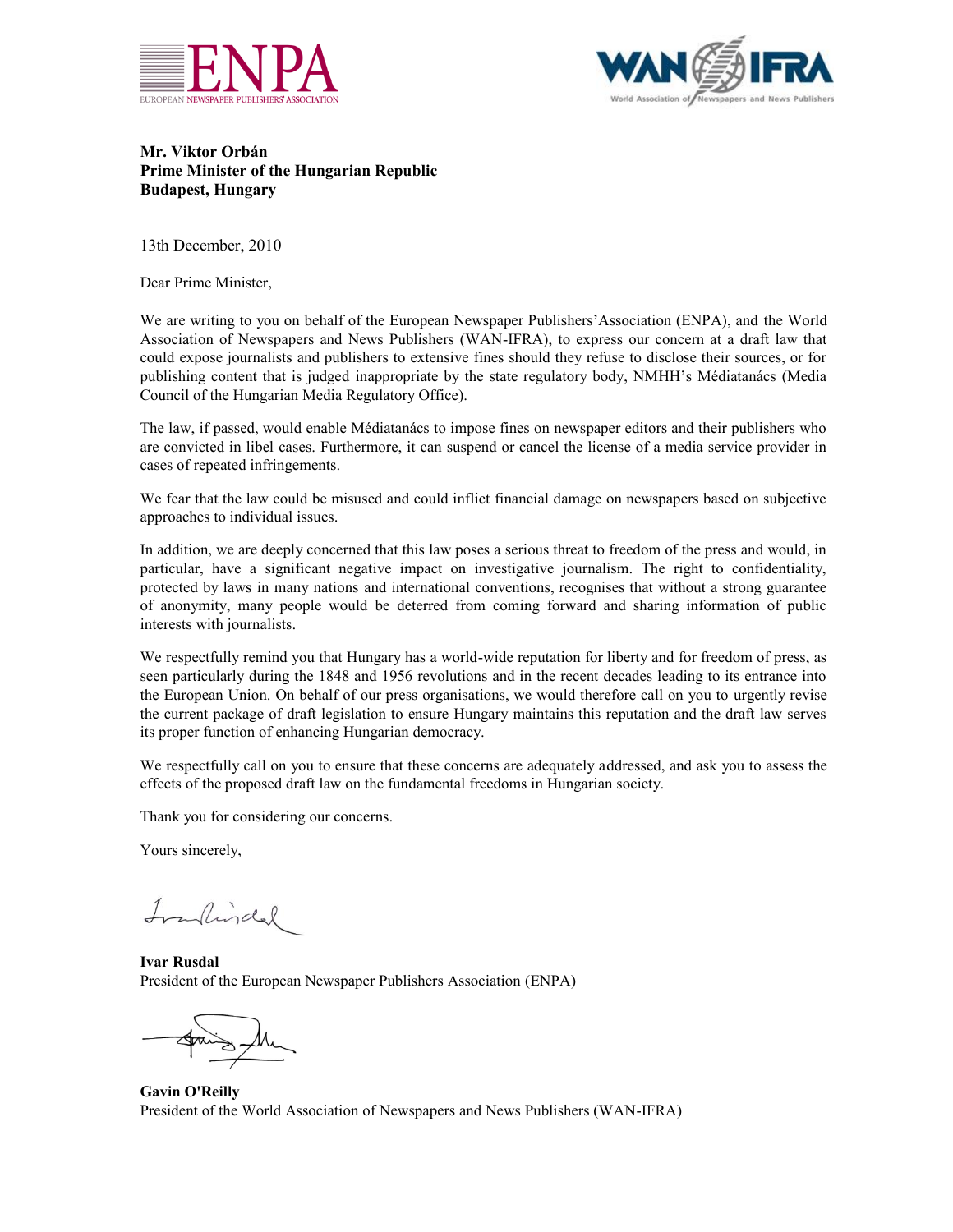**Mr. Viktor Orbán**
**Prime Minister of the Hungarian Republic**
**Budapest, Hungary**

13th December, 2010

Dear Prime Minister,

We are writing to you on behalf of the European Newspaper Publishers'Association (ENPA), and the World Association of Newspapers and News Publishers (WAN-IFRA), to express our concern at a draft law that could expose journalists and publishers to extensive fines should they refuse to disclose their sources, or for publishing content that is judged inappropriate by the state regulatory body, NMHH's Médiatanács (Media Council of the Hungarian Media Regulatory Office).

The law, if passed, would enable Médiatanács to impose fines on newspaper editors and their publishers who are convicted in libel cases. Furthermore, it can suspend or cancel the license of a media service provider in cases of repeated infringements.

We fear that the law could be misused and could inflict financial damage on newspapers based on subjective approaches to individual issues.

In addition, we are deeply concerned that this law poses a serious threat to freedom of the press and would, in particular, have a significant negative impact on investigative journalism. The right to confidentiality, protected by laws in many nations and international conventions, recognises that without a strong guarantee of anonymity, many people would be deterred from coming forward and sharing information of public interests with journalists.

We respectfully remind you that Hungary has a world-wide reputation for liberty and for freedom of press, as seen particularly during the 1848 and 1956 revolutions and in the recent decades leading to its entrance into the European Union. On behalf of our press organisations, we would therefore call on you to urgently revise the current package of draft legislation to ensure Hungary maintains this reputation and the draft law serves its proper function of enhancing Hungarian democracy.

We respectfully call on you to ensure that these concerns are adequately addressed, and ask you to assess the effects of the proposed draft law on the fundamental freedoms in Hungarian society.

Thank you for considering our concerns.

Yours sincerely,

**Ivar Rusdal**
President of the European Newspaper Publishers Association (ENPA)

**Gavin O'Reilly**
President of the World Association of Newspapers and News Publishers (WAN-IFRA)